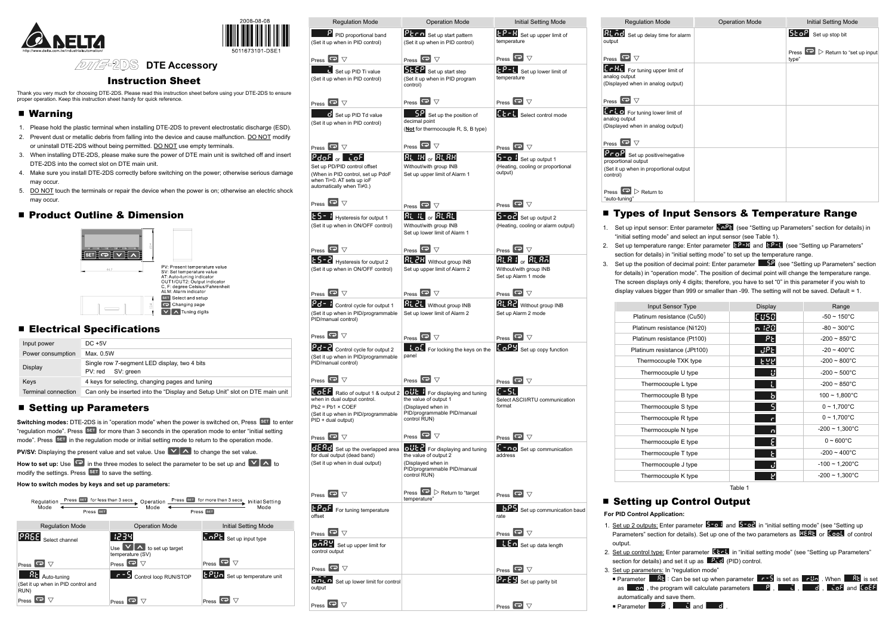2008-08-08

5011673101-DSE1

# DTE-2DS DTE Accessory

## Instruction Sheet

Thank you very much for choosing DTE-2DS. Please read this instruction sheet before using your DTE-2DS to ensure proper operation. Keep this instruction sheet handy for quick reference.

## ■ Warning

1. Please hold the plastic terminal when installing DTE-2DS to prevent electrostatic discharge (ESD).
2. Prevent dust or metallic debris from falling into the device and cause malfunction. DO NOT modify or uninstall DTE-2DS without being permitted. DO NOT use empty terminals.
3. When installing DTE-2DS, please make sure the power of DTE main unit is switched off and insert DTE-2DS into the correct slot on DTE main unit.
4. Make sure you install DTE-2DS correctly before switching on the power; otherwise serious damage may occur.
5. DO NOT touch the terminals or repair the device when the power is on; otherwise an electric shock may occur.

## ■ Product Outline & Dimension

PV: Present temperature value
SV: Set temperature value
AT: Auto-tuning indicator
OUT1/OUT2: Output indicator
C, F: degree Celsius/Fahrenheit
ALM: Alarm indicator
SET: Select and setup
Changing page
Tuning digits

## ■ Electrical Specifications

| Input power | DC +5V |
|---|---|
| Power consumption | Max. 0.5W |
| Display | Single row 7-segment LED display, two 4 bits<br>PV: red SV: green |
| Keys | 4 keys for selecting, changing pages and tuning |
| Terminal connection | Can only be inserted into the "Display and Setup Unit" slot on DTE main unit |

## ■ Setting up Parameters

**Switching modes:** DTE-2DS is in "operation mode" when the power is switched on, Press SET to enter "regulation mode". Press SET for more than 3 seconds in the operation mode to enter "initial setting mode". Press SET in the regulation mode or initial setting mode to return to the operation mode.

**PV/SV:** Displaying the present value and set value. Use ∨ ∧ to change the set value.

**How to set up:** Use ⟲ in the three modes to select the parameter to be set up and ∨ ∧ to modify the settings. Press SET to save the setting.

**How to switch modes by keys and set up parameters:**

Regulation Mode ← Press SET for less than 3 secs — Operation Mode — Press SET for more then 3 secs → Initial Setting Mode; Press SET returns to Operation Mode from either mode.

| Regulation Mode | Operation Mode | Initial Setting Mode |
|---|---|---|
| PAGE Select channel<br>Press ⟲ ▽ | 1234<br>Use ∨ ∧ to set up target temperature (SV)<br>Press ⟲ ▽ | inPt Set up input type<br>Press ⟲ ▽ |
| AT Auto-tuning<br>(Set it up when in PID control and RUN)<br>Press ⟲ ▽ | r-S Control loop RUN/STOP<br>Press ⟲ ▽ | tPUn Set up temperature unit<br>Press ⟲ ▽ |
| P PID proportional band<br>(Set it up when in PID control)<br>Press ⟲ ▽ | Ptrn Set up start pattern<br>(Set it up when in PID control)<br>Press ⟲ ▽ | tP-H Set up upper limit of temperature<br>Press ⟲ ▽ |
| i Set up PID Ti value<br>(Set it up when in PID control)<br>Press ⟲ ▽ | StEP Set up start step<br>(Set it up when in PID program control)<br>Press ⟲ ▽ | tP-L Set up lower limit of temperature<br>Press ⟲ ▽ |
| d Set up PID Td value<br>(Set it up when in PID control)<br>Press ⟲ ▽ | SP Set up the position of decimal point<br>(**Not** for thermocouple R, S, B type)<br>Press ⟲ ▽ | CtrL Select control mode<br>Press ⟲ ▽ |
| PdoF or ioF<br>Set up PD/PID control offset<br>(When in PID control, set up PdoF when Ti=0. AT sets up ioF automatically when Ti≠0.)<br>Press ⟲ ▽ | AL1H or ALAH<br>Without/with group INB<br>Set up upper limit of Alarm 1<br>Press ⟲ ▽ | S-o1 Set up output 1<br>(Heating, cooling or proportional output)<br>Press ⟲ ▽ |
| HtS-1 Hysteresis for output 1<br>(Set it up when in ON/OFF control)<br>Press ⟲ ▽ | AL1L or ALAL<br>Without/with group INB<br>Set up lower limit of Alarm 1<br>Press ⟲ ▽ | S-o2 Set up output 2<br>(Heating, cooling or alarm output)<br>Press ⟲ ▽ |
| HtS-2 Hysteresis for output 2<br>(Set it up when in ON/OFF control)<br>Press ⟲ ▽ | AL2H Without group INB<br>Set up upper limit of Alarm 2<br>Press ⟲ ▽ | ALA1 or ALAn<br>Without/with group INB<br>Set up Alarm 1 mode<br>Press ⟲ ▽ |
| Pd-1 Control cycle for output 1<br>(Set it up when in PID/programmable PID/manual control)<br>Press ⟲ ▽ | AL2L Without group INB<br>Set up lower limit of Alarm 2<br>Press ⟲ ▽ | ALA2 Without group INB<br>Set up Alarm 2 mode<br>Press ⟲ ▽ |
| Pd-2 Control cycle for output 2<br>(Set it up when in PID/programmable PID/manual control)<br>Press ⟲ ▽ | LoC For locking the keys on the panel<br>Press ⟲ ▽ | CoPY Set up copy function<br>Press ⟲ ▽ |
| CoEF Ratio of output 1 & output 2 when in dual output control.<br>Pb2 = Pb1 × COEF<br>(Set it up when in PID/programmable PID + dual output)<br>Press ⟲ ▽ | oUt1 For displaying and tuning the value of output 1<br>(Displayed when in PID/programmable PID/manual control RUN)<br>Press ⟲ ▽ | C-SL<br>Select ASCII/RTU communication format<br>Press ⟲ ▽ |
| dEAd Set up the overlapped area for dual output (dead band)<br>(Set it up when in dual output)<br>Press ⟲ ▽ | oUt2 For displaying and tuning the value of output 2<br>(Displayed when in PID/programmable PID/manual control RUN)<br>Press ⟲ ▷ Return to "target temperature" | C-no Set up communication address<br>Press ⟲ ▽ |
| tPoF For tuning temperature offset<br>Press ⟲ ▽ | | bPS Set up communication baud rate<br>Press ⟲ ▽ |
| oHAY Set up upper limit for control output<br>Press ⟲ ▽ | | LEn Set up data length<br>Press ⟲ ▽ |
| oLLo Set up lower limit for control output<br>Press ⟲ ▽ | | PrtY Set up parity bit<br>Press ⟲ ▽ |
| ALnd Set up delay time for alarm output<br>Press ⟲ ▽ | | StoP Set up stop bit<br>Press ⟲ ▷ Return to "set up input type" |
| CrHi For tuning upper limit of analog output<br>(Displayed when in analog output)<br>Press ⟲ ▽ | | |
| CrLo For tuning lower limit of analog output<br>(Displayed when in analog output)<br>Press ⟲ ▽ | | |
| PrioP Set up positive/negative proportional output<br>(Set it up when in proportional output control)<br>Press ⟲ ▷ Return to "auto-tuning" | | |

## ■ Types of Input Sensors & Temperature Range

1. Set up input sensor: Enter parameter inPt (see "Setting up Parameters" section for details) in "initial setting mode" and select an input sensor (see Table 1).
2. Set up temperature range: Enter parameter tP-H and tP-L (see "Setting up Parameters" section for details) in "initial setting mode" to set up the temperature range.
3. Set up the position of decimal point: Enter parameter SP (see "Setting up Parameters" section for details) in "operation mode". The position of decimal point will change the temperature range. The screen displays only 4 digits; therefore, you have to set "0" in this parameter if you wish to display values bigger than 999 or smaller than -99. The setting will not be saved. Default = 1.

| Input Sensor Type | Display | Range |
|---|---|---|
| Platinum resistance (Cu50) | CU50 | -50 ~ 150°C |
| Platinum resistance (Ni120) | ni120 | -80 ~ 300°C |
| Platinum resistance (Pt100) | Pt | -200 ~ 850°C |
| Platinum resistance (JPt100) | JPt | -20 ~ 400°C |
| Thermocouple TXK type | tXK | -200 ~ 800°C |
| Thermocouple U type | U | -200 ~ 500°C |
| Thermocouple L type | L | -200 ~ 850°C |
| Thermocouple B type | b | 100 ~ 1,800°C |
| Thermocouple S type | S | 0 ~ 1,700°C |
| Thermocouple R type | r | 0 ~ 1,700°C |
| Thermocouple N type | n | -200 ~ 1,300°C |
| Thermocouple E type | E | 0 ~ 600°C |
| Thermocouple T type | t | -200 ~ 400°C |
| Thermocouple J type | J | -100 ~ 1,200°C |
| Thermocouple K type | K | -200 ~ 1,300°C |

Table 1

## ■ Setting up Control Output

**For PID Control Application:**

1. Set up 2 outputs: Enter parameter S-o1 and S-o2 in "initial setting mode" (see "Setting up Parameters" section for details). Set up one of the two parameters as HEAt or CooL of control output.
2. Set up control type: Enter parameter CtrL in "initial setting mode" (see "Setting up Parameters" section for details) and set it up as PID (PID) control.
3. Set up parameters: In "regulation mode"
   - Parameter AT : Can be set up when parameter r-S is set as rUn . When AT is set as on , the program will calculate parameters P , i , d , ioF and CoEF automatically and save them.
   - Parameter P , i and d .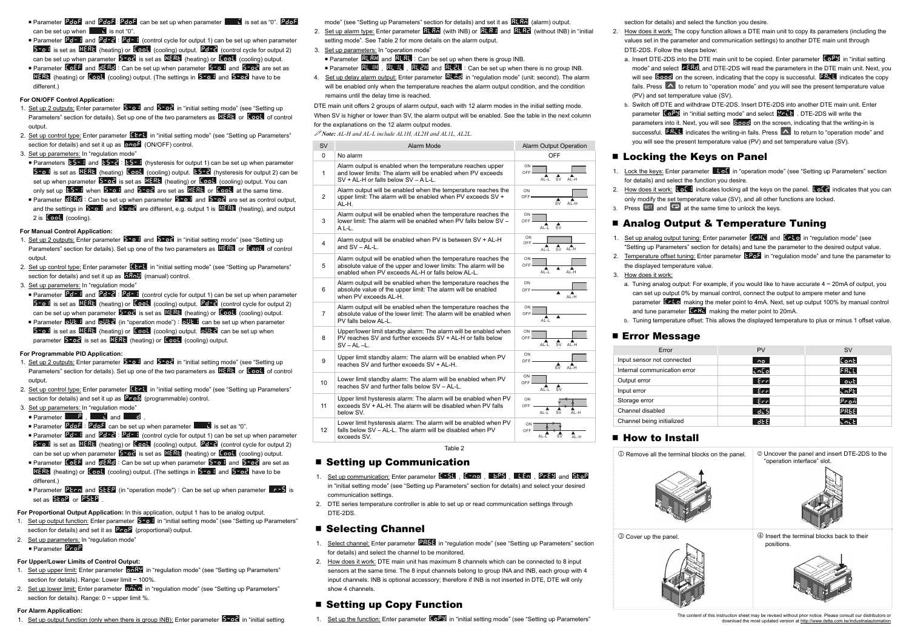- Parameter PdoF and PdoF : PdoF can be set up when parameter I is set as "0". PdoF can be set up when I is not "0".
- Parameter Pd-1 and Pd-2 : Pd-1 (control cycle for output 1) can be set up when parameter S-o1 is set as HEAt (heating) or CooL (cooling) output. Pd-2 (control cycle for output 2) can be set up when parameter S-o2 is set as HEAt (heating) or CooL (cooling) output.
- Parameter CoEF and dEAd : Can be set up when parameter S-o1 and S-o2 are set as HEAt (heating) or CooL (cooling) output. (The settings in S-o1 and S-o2 have to be different.)

**For ON/OFF Control Application:**

1. Set up 2 outputs: Enter parameter S-o1 and S-o2 in "initial setting mode" (see "Setting up Parameters" section for details). Set up one of the two parameters as HEAt or CooL of control output.
2. Set up control type: Enter parameter CtrL in "initial setting mode" (see "Setting up Parameters" section for details) and set it up as onoF (ON/OFF) control.
3. Set up parameters: In "regulation mode"
   - Parameters HtS-1 and HtS-2 : HtS-1 (hysteresis for output 1) can be set up when parameter S-o1 is set as HEAt (heating) CooL (cooling) output. HtS-2 (hysteresis for output 2) can be set up when parameter S-o2 is set as HEAt (heating) or CooL (cooling) output. You can only set up HtS-1 when S-o1 and S-o2 are set as HEAt or CooL at the same time.
   - Parameter dEAd : Can be set up when parameter S-o1 and S-o2 are set as control output, and the settings in S-o1 and S-o2 are different, e.g. output 1 is HEAt (heating), and output 2 is CooL (cooling).

**For Manual Control Application:**

1. Set up 2 outputs: Enter parameter S-o1 and S-o2 in "initial setting mode" (see "Setting up Parameters" section for details). Set up one of the two parameters as HEAt or CooL of control output.
2. Set up control type: Enter parameter CtrL in "initial setting mode" (see "Setting up Parameters" section for details) and set it up as mAnU (manual) control.
3. Set up parameters: In "regulation mode"
   - Parameter Pd-1 and Pd-2 : Pd-1 (control cycle for output 1) can be set up when parameter S-o1 is set as HEAt (heating) or CooL (cooling) output. Pd-2 (control cycle for output 2) can be set up when parameter S-o2 is set as HEAt (heating) or CooL (cooling) output.
   - Parameter oUt1 and oUt2 (in "operation mode") : oUt1 can be set up when parameter S-o1 is set as HEAt (heating) or CooL (cooling) output. oUt2 can be set up when parameter S-o2 is set as HEAt (heating) or CooL (cooling) output.

**For Programmable PID Application:**

1. Set up 2 outputs: Enter parameter S-o1 and S-o2 in "initial setting mode" (see "Setting up Parameters" section for details). Set up one of the two parameters as HEAt or CooL of control output.
2. Set up control type: Enter parameter CtrL in "initial setting mode" (see "Setting up Parameters" section for details) and set it up as Prog (programmable) control.
3. Set up parameters: In "regulation mode"
   - Parameter P , I and d .
   - Parameter PdoF : PdoF can be set up when parameter I is set as "0".
   - Parameter Pd-1 and Pd-2 : Pd-1 (control cycle for output 1) can be set up when parameter S-o1 is set as HEAt (heating) or CooL (cooling) output. Pd-2 (control cycle for output 2) can be set up when parameter S-o2 is set as HEAt (heating) or CooL (cooling) output.
   - Parameter CoEF and dEAd : Can be set up when parameter S-o1 and S-o2 are set as HEAt (heating) or CooL (cooling) output. (The settings in S-o1 and S-o2 have to be different.)
   - Parameter Ptrn and StEP (in "operation mode") : Can be set up when parameter r-S is set as StoP or PStP .

**For Proportional Output Application:** In this application, output 1 has to be analog output.

1. Set up output function: Enter parameter S-o1 in "initial setting mode" (see "Setting up Parameters" section for details) and set it as ProP (proportional) output.
2. Set up parameters: In "regulation mode"
   - Parameter ProP

**For Upper/Lower Limits of Control Output:**

1. Set up upper limit: Enter parameter oAHY in "regulation mode" (see "Setting up Parameters" section for details). Range: Lower limit ~ 100%.
2. Set up lower limit: Enter parameter oALo in "regulation mode" (see "Setting up Parameters" section for details). Range: 0 ~ upper limit %.

**For Alarm Application:**

1. Set up output function (only when there is group INB): Enter parameter S-o2 in "initial setting mode" (see "Setting up Parameters" section for details) and set it as ALAr (alarm) output.
2. Set up alarm type: Enter parameter ALAr (with INB) or ALA1 or ALA2 (without INB) in "initial setting mode". See Table 2 for more details on the alarm output.
3. Set up parameters: In "operation mode"
   - Parameter ALAH and ALAL : Can be set up when there is group INB.
   - Parameter AL1H , AL1L , AL2H and AL2L : Can be set up when there is no group INB.
4. Set up delay alarm output: Enter parameter ALdt in "regulation mode" (unit: second). The alarm will be enabled only when the temperature reaches the alarm output condition, and the condition remains until the delay time is reached.

DTE main unit offers 2 groups of alarm output, each with 12 alarm modes in the initial setting mode. When SV is higher or lower than SV, the alarm output will be enabled. See the table in the next column for the explanations on the 12 alarm output modes.

*Note: AL-H and AL-L include AL1H, AL2H and AL1L, AL2L.*

| SV | Alarm Mode | Alarm Output Operation |
|---|---|---|
| 0 | No alarm | OFF |
| 1 | Alarm output is enabled when the temperature reaches upper and lower limits: The alarm will be enabled when PV exceeds SV + AL-H or falls below SV – A L-L. | ON OFF AL-L SV AL-H |
| 2 | Alarm output will be enabled when the temperature reaches the upper limit: The alarm will be enabled when PV exceeds SV + AL-H. | ON OFF SV AL-H |
| 3 | Alarm output will be enabled when the temperature reaches the lower limit: The alarm will be enabled when PV falls below SV – A L-L. | ON OFF AL-L SV |
| 4 | Alarm output will be enabled when PV is between SV + AL-H and SV – AL-L. | ON OFF AL-L SV AL-H |
| 5 | Alarm output will be enabled when the temperature reaches the absolute value of the upper and lower limits: The alarm will be enabled when PV exceeds AL-H or falls below AL-L. | ON OFF AL-L AL-H |
| 6 | Alarm output will be enabled when the temperature reaches the absolute value of the upper limit: The alarm will be enabled when PV exceeds AL-H. | ON OFF AL-H |
| 7 | Alarm output will be enabled when the temperature reaches the absolute value of the lower limit: The alarm will be enabled when PV falls below AL-L. | ON OFF AL-L |
| 8 | Upper/lower limit standby alarm: The alarm will be enabled when PV reaches SV and further exceeds SV + AL-H or falls below SV – AL –L. | ON OFF AL-L SV AL-H |
| 9 | Upper limit standby alarm: The alarm will be enabled when PV reaches SV and further exceeds SV + AL-H. | ON OFF SV AL-H |
| 10 | Lower limit standby alarm: The alarm will be enabled when PV reaches SV and further falls below SV – AL-L. | ON OFF AL-L SV |
| 11 | Upper limit hysteresis alarm: The alarm will be enabled when PV exceeds SV + AL-H. The alarm will be disabled when PV falls below SV. | ON OFF AL-L SV AL-H |
| 12 | Lower limit hysteresis alarm: The alarm will be enabled when PV falls below SV – AL-L. The alarm will be disabled when PV exceeds SV. | ON OFF AL-L SV AL-H |

Table 2

## ■ Setting up Communication

1. Set up communication: Enter parameter C-SL , C-no , bPS , LEn , PrtY and StoP in "initial setting mode" (see "Setting up Parameters" section for details) and select your desired communication settings.
2. DTE series temperature controller is able to set up or read communication settings through DTE-2DS.

## ■ Selecting Channel

1. Select channel: Enter parameter PAGE in "regulation mode" (see "Setting up Parameters" section for details) and select the channel to be monitored.
2. How does it work: DTE main unit has maximum 8 channels which can be connected to 8 input sensors at the same time. The 8 input channels belong to group INA and INB, each group with 4 input channels. INB is optional accessory; therefore if INB is not inserted in DTE, DTE will only show 4 channels.

## ■ Setting up Copy Function

1. Set up the function: Enter parameter CoPY in "initial setting mode" (see "Setting up Parameters" section for details) and select the function you desire.
2. How does it work: The copy function allows a DTE main unit to copy its parameters (including the values set in the parameter and communication settings) to another DTE main unit through DTE-2DS. Follow the steps below:
   a. Insert DTE-2DS into the DTE main unit to be copied. Enter parameter CoPY in "initial setting mode" and select rEAd, and DTE-2DS will read the parameters in the DTE main unit. Next, you will see Good on the screen, indicating that the copy is successful. FAIL indicates the copy fails. Press ⋀ to return to "operation mode" and you will see the present temperature value (PV) and set temperature value (SV).
   b. Switch off DTE and withdraw DTE-2DS. Insert DTE-2DS into another DTE main unit. Enter parameter CoPY in "initial setting mode" and select Writ . DTE-2DS will write the parameters into it. Next, you will see Good on the screen, indicating that the writing-in is successful. FAIL indicates the writing-in fails. Press ⋀ to return to "operation mode" and you will see the present temperature value (PV) and set temperature value (SV).

## ■ Locking the Keys on Panel

1. Lock the keys: Enter parameter LoC in "operation mode" (see "Setting up Parameters" section for details) and select the function you desire.
2. How does it work: LoC1 indicates locking all the keys on the panel. LoC2 indicates that you can only modify the set temperature value (SV), and all other functions are locked.
3. Press SET and ↩ at the same time to unlock the keys.

## ■ Analog Output & Temperature Tuning

1. Set up analog output tuning: Enter parameter CrHi and CrLo in "regulation mode" (see "Setting up Parameters" section for details) and tune the parameter to the desired output value.
2. Temperature offset tuning: Enter parameter tPoF in "regulation mode" and tune the parameter to the displayed temperature value.
3. How does it work:
   a. Tuning analog output: For example, if you would like to have accurate 4 ~ 20mA of output, you can set up output 0% by manual control, connect the output to ampere meter and tune parameter CrLo making the meter point to 4mA. Next, set up output 100% by manual control and tune parameter CrHi making the meter point to 20mA.
   b. Tuning temperature offset: This allows the displayed temperature to plus or minus 1 offset value.

## ■ Error Message

| Error | PV | SV |
|---|---|---|
| Input sensor not connected | no | Cont |
| Internal communication error | CnCo | FAiL |
| Output error | Err | out |
| Input error | Err | CnPt |
| Storage error | Err | Prom |
| Channel disabled | diS | PAGE |
| Channel being initialized | dtE | Init |

## ■ How to Install

① Remove all the terminal blocks on the panel.

② Uncover the panel and insert DTE-2DS to the "operation interface" slot.

③ Cover up the panel.

④ Insert the terminal blocks back to their positions.

The content of this instruction sheet may be revised without prior notice. Please consult our distributors or download the most updated version at http://www.delta.com.tw/industrialautomation